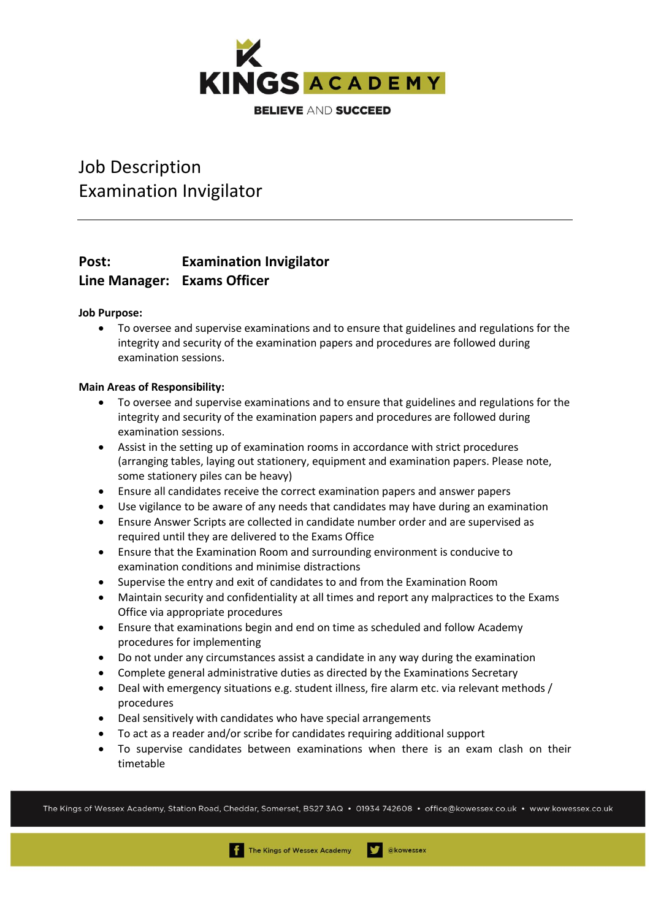KINGS ACADEMY

BELIEVE AND SUCCEED

# Job Description
# Examination Invigilator

---

**Post:** **Examination Invigilator**

**Line Manager:** **Exams Officer**

**Job Purpose:**

- To oversee and supervise examinations and to ensure that guidelines and regulations for the integrity and security of the examination papers and procedures are followed during examination sessions.

**Main Areas of Responsibility:**

- To oversee and supervise examinations and to ensure that guidelines and regulations for the integrity and security of the examination papers and procedures are followed during examination sessions.
- Assist in the setting up of examination rooms in accordance with strict procedures (arranging tables, laying out stationery, equipment and examination papers. Please note, some stationery piles can be heavy)
- Ensure all candidates receive the correct examination papers and answer papers
- Use vigilance to be aware of any needs that candidates may have during an examination
- Ensure Answer Scripts are collected in candidate number order and are supervised as required until they are delivered to the Exams Office
- Ensure that the Examination Room and surrounding environment is conducive to examination conditions and minimise distractions
- Supervise the entry and exit of candidates to and from the Examination Room
- Maintain security and confidentiality at all times and report any malpractices to the Exams Office via appropriate procedures
- Ensure that examinations begin and end on time as scheduled and follow Academy procedures for implementing
- Do not under any circumstances assist a candidate in any way during the examination
- Complete general administrative duties as directed by the Examinations Secretary
- Deal with emergency situations e.g. student illness, fire alarm etc. via relevant methods / procedures
- Deal sensitively with candidates who have special arrangements
- To act as a reader and/or scribe for candidates requiring additional support
- To supervise candidates between examinations when there is an exam clash on their timetable

The Kings of Wessex Academy, Station Road, Cheddar, Somerset, BS27 3AQ • 01934 742608 • office@kowessex.co.uk • www.kowessex.co.uk

The Kings of Wessex Academy @kowessex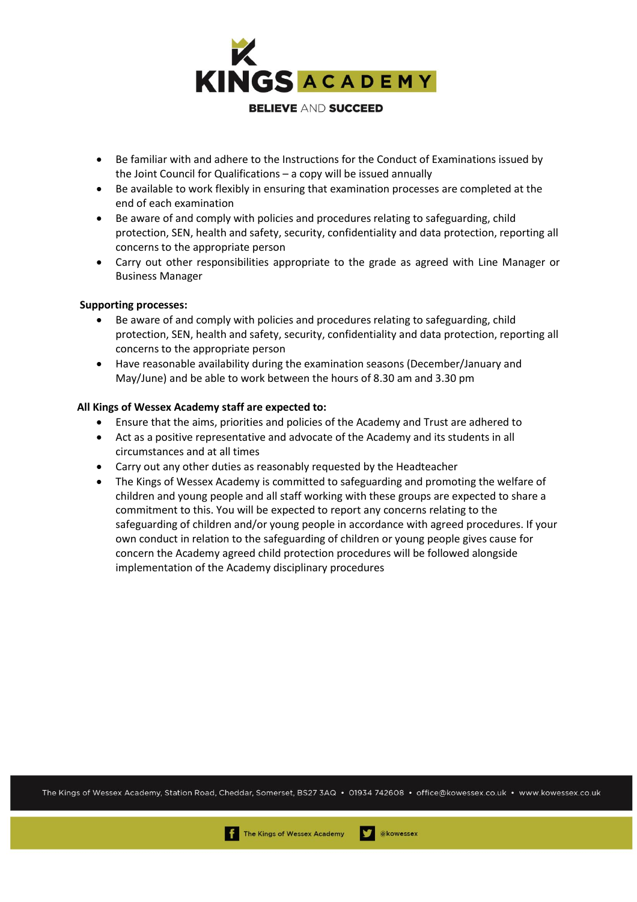- Be familiar with and adhere to the Instructions for the Conduct of Examinations issued by the Joint Council for Qualifications – a copy will be issued annually
- Be available to work flexibly in ensuring that examination processes are completed at the end of each examination
- Be aware of and comply with policies and procedures relating to safeguarding, child protection, SEN, health and safety, security, confidentiality and data protection, reporting all concerns to the appropriate person
- Carry out other responsibilities appropriate to the grade as agreed with Line Manager or Business Manager

**Supporting processes:**

- Be aware of and comply with policies and procedures relating to safeguarding, child protection, SEN, health and safety, security, confidentiality and data protection, reporting all concerns to the appropriate person
- Have reasonable availability during the examination seasons (December/January and May/June) and be able to work between the hours of 8.30 am and 3.30 pm

**All Kings of Wessex Academy staff are expected to:**

- Ensure that the aims, priorities and policies of the Academy and Trust are adhered to
- Act as a positive representative and advocate of the Academy and its students in all circumstances and at all times
- Carry out any other duties as reasonably requested by the Headteacher
- The Kings of Wessex Academy is committed to safeguarding and promoting the welfare of children and young people and all staff working with these groups are expected to share a commitment to this. You will be expected to report any concerns relating to the safeguarding of children and/or young people in accordance with agreed procedures. If your own conduct in relation to the safeguarding of children or young people gives cause for concern the Academy agreed child protection procedures will be followed alongside implementation of the Academy disciplinary procedures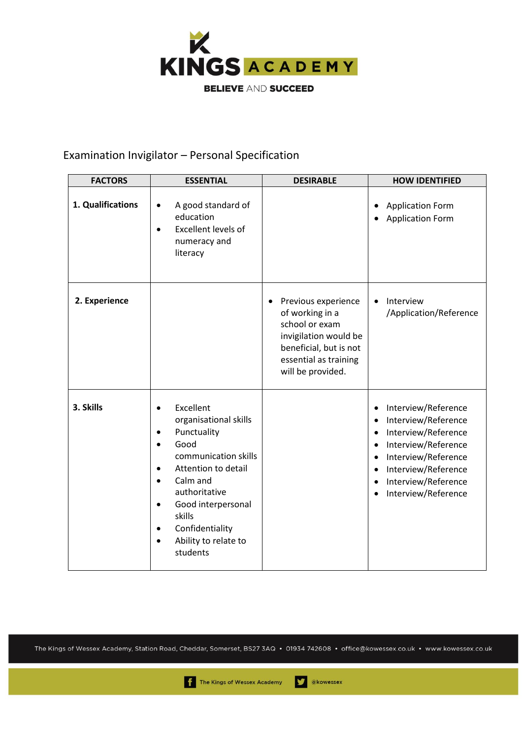Examination Invigilator – Personal Specification

| FACTORS | ESSENTIAL | DESIRABLE | HOW IDENTIFIED |
| --- | --- | --- | --- |
| **1. Qualifications** | • A good standard of education<br>• Excellent levels of numeracy and literacy | | • Application Form<br>• Application Form |
| **2. Experience** | | • Previous experience of working in a school or exam invigilation would be beneficial, but is not essential as training will be provided. | • Interview /Application/Reference |
| **3. Skills** | • Excellent organisational skills<br>• Punctuality<br>• Good communication skills<br>• Attention to detail<br>• Calm and authoritative<br>• Good interpersonal skills<br>• Confidentiality<br>• Ability to relate to students | | • Interview/Reference<br>• Interview/Reference<br>• Interview/Reference<br>• Interview/Reference<br>• Interview/Reference<br>• Interview/Reference<br>• Interview/Reference<br>• Interview/Reference |